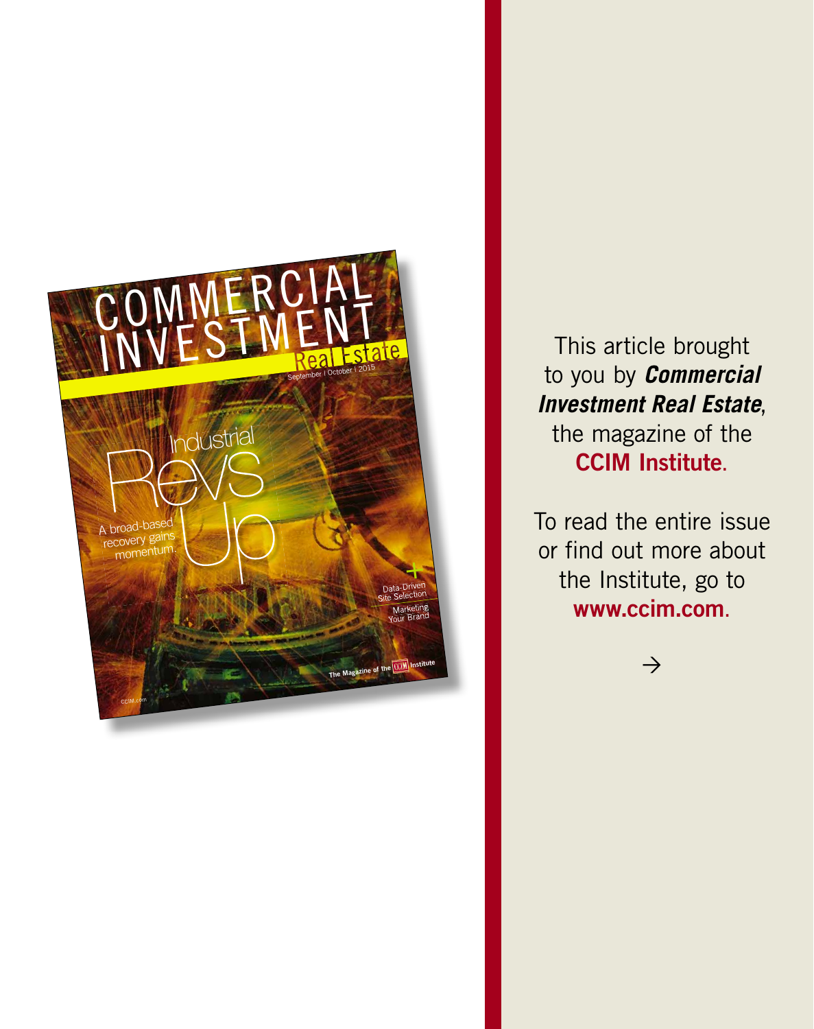This article brought to you by ***Commercial Investment Real Estate***, the magazine of the **CCIM Institute**.

To read the entire issue or find out more about the Institute, go to **www.ccim.com**.

→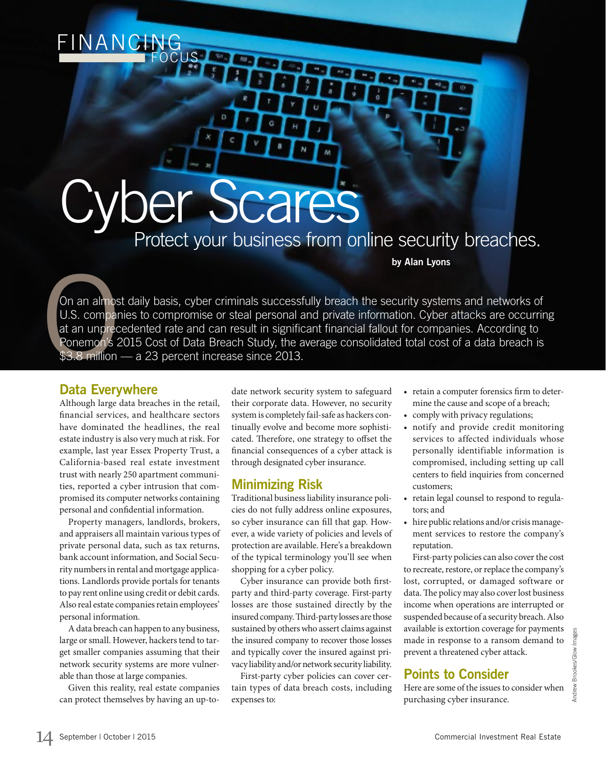FINANCING FOCUS

# Cyber Scares

## Protect your business from online security breaches.

**by Alan Lyons**

On an almost daily basis, cyber criminals successfully breach the security systems and networks of U.S. companies to compromise or steal personal and private information. Cyber attacks are occurring at an unprecedented rate and can result in significant financial fallout for companies. According to Ponemon's 2015 Cost of Data Breach Study, the average consolidated total cost of a data breach is $3.8 million — a 23 percent increase since 2013.

## Data Everywhere

Although large data breaches in the retail, financial services, and healthcare sectors have dominated the headlines, the real estate industry is also very much at risk. For example, last year Essex Property Trust, a California-based real estate investment trust with nearly 250 apartment communities, reported a cyber intrusion that compromised its computer networks containing personal and confidential information.

Property managers, landlords, brokers, and appraisers all maintain various types of private personal data, such as tax returns, bank account information, and Social Security numbers in rental and mortgage applications. Landlords provide portals for tenants to pay rent online using credit or debit cards. Also real estate companies retain employees' personal information.

A data breach can happen to any business, large or small. However, hackers tend to target smaller companies assuming that their network security systems are more vulnerable than those at large companies.

Given this reality, real estate companies can protect themselves by having an up-to-date network security system to safeguard their corporate data. However, no security system is completely fail-safe as hackers continually evolve and become more sophisticated. Therefore, one strategy to offset the financial consequences of a cyber attack is through designated cyber insurance.

## Minimizing Risk

Traditional business liability insurance policies do not fully address online exposures, so cyber insurance can fill that gap. However, a wide variety of policies and levels of protection are available. Here's a breakdown of the typical terminology you'll see when shopping for a cyber policy.

Cyber insurance can provide both first-party and third-party coverage. First-party losses are those sustained directly by the insured company. Third-party losses are those sustained by others who assert claims against the insured company to recover those losses and typically cover the insured against privacy liability and/or network security liability.

First-party cyber policies can cover certain types of data breach costs, including expenses to:

- retain a computer forensics firm to determine the cause and scope of a breach;
- comply with privacy regulations;
- notify and provide credit monitoring services to affected individuals whose personally identifiable information is compromised, including setting up call centers to field inquiries from concerned customers;
- retain legal counsel to respond to regulators; and
- hire public relations and/or crisis management services to restore the company's reputation.

First-party policies can also cover the cost to recreate, restore, or replace the company's lost, corrupted, or damaged software or data. The policy may also cover lost business income when operations are interrupted or suspended because of a security breach. Also available is extortion coverage for payments made in response to a ransom demand to prevent a threatened cyber attack.

## Points to Consider

Here are some of the issues to consider when purchasing cyber insurance.

Andrew Brookes/Glow Images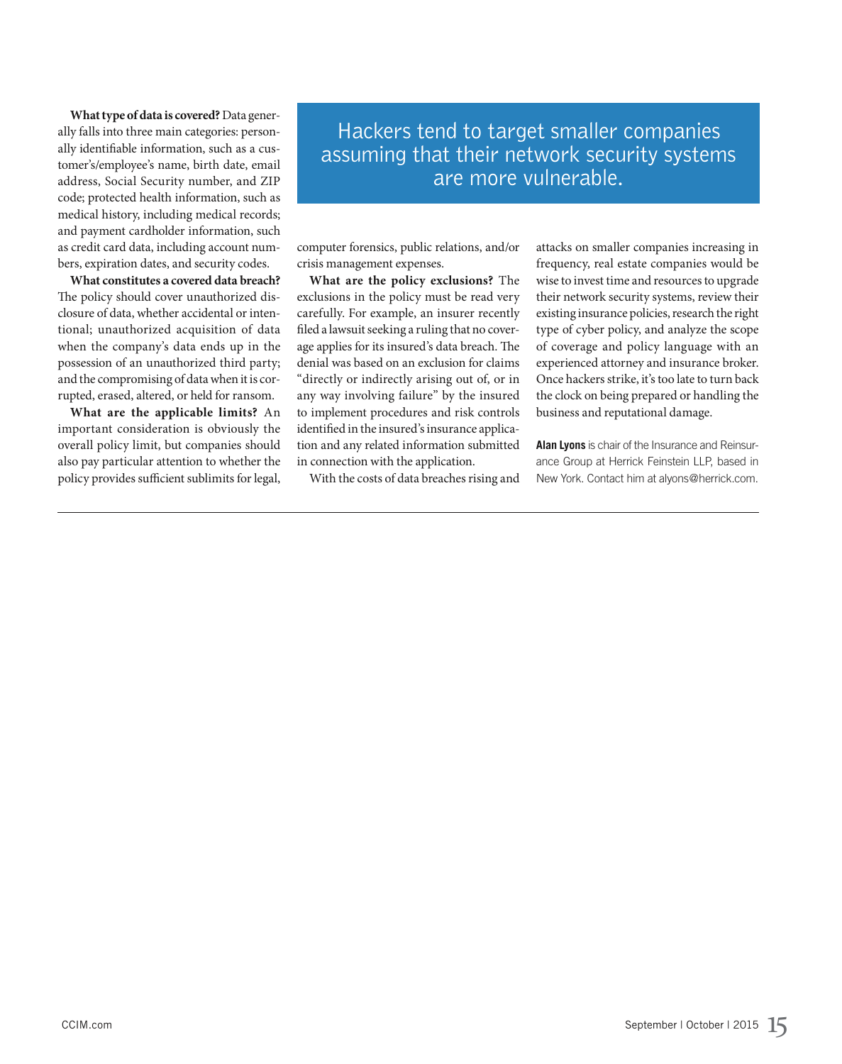**What type of data is covered?** Data generally falls into three main categories: personally identifiable information, such as a customer's/employee's name, birth date, email address, Social Security number, and ZIP code; protected health information, such as medical history, including medical records; and payment cardholder information, such as credit card data, including account numbers, expiration dates, and security codes.

**What constitutes a covered data breach?** The policy should cover unauthorized disclosure of data, whether accidental or intentional; unauthorized acquisition of data when the company's data ends up in the possession of an unauthorized third party; and the compromising of data when it is corrupted, erased, altered, or held for ransom.

**What are the applicable limits?** An important consideration is obviously the overall policy limit, but companies should also pay particular attention to whether the policy provides sufficient sublimits for legal, computer forensics, public relations, and/or crisis management expenses.

> Hackers tend to target smaller companies assuming that their network security systems are more vulnerable.

**What are the policy exclusions?** The exclusions in the policy must be read very carefully. For example, an insurer recently filed a lawsuit seeking a ruling that no coverage applies for its insured's data breach. The denial was based on an exclusion for claims "directly or indirectly arising out of, or in any way involving failure" by the insured to implement procedures and risk controls identified in the insured's insurance application and any related information submitted in connection with the application.

With the costs of data breaches rising and attacks on smaller companies increasing in frequency, real estate companies would be wise to invest time and resources to upgrade their network security systems, review their existing insurance policies, research the right type of cyber policy, and analyze the scope of coverage and policy language with an experienced attorney and insurance broker. Once hackers strike, it's too late to turn back the clock on being prepared or handling the business and reputational damage.

**Alan Lyons** is chair of the Insurance and Reinsurance Group at Herrick Feinstein LLP, based in New York. Contact him at alyons@herrick.com.